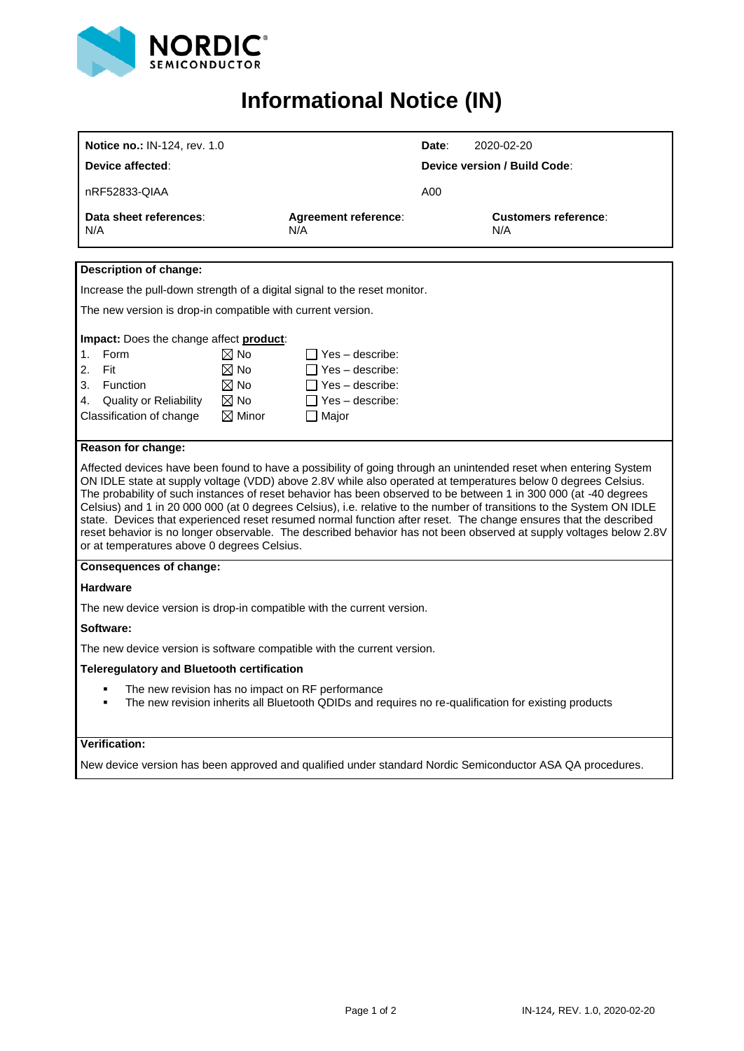# Informational Notice (IN)

| | | |
|---|---|---|
| **Notice no.:** IN-124, rev. 1.0 | | **Date**: 2020-02-20 |
| **Device affected**: | | **Device version / Build Code**: |
| nRF52833-QIAA | | A00 |
| **Data sheet references**: N/A | **Agreement reference**: N/A | **Customers reference**: N/A |

**Description of change:**

Increase the pull-down strength of a digital signal to the reset monitor.

The new version is drop-in compatible with current version.

**Impact:** Does the change affect **product**:

| | | |
|---|---|---|
| 1. Form | ☒ No | ☐ Yes – describe: |
| 2. Fit | ☒ No | ☐ Yes – describe: |
| 3. Function | ☒ No | ☐ Yes – describe: |
| 4. Quality or Reliability | ☒ No | ☐ Yes – describe: |
| Classification of change | ☒ Minor | ☐ Major |

**Reason for change:**

Affected devices have been found to have a possibility of going through an unintended reset when entering System ON IDLE state at supply voltage (VDD) above 2.8V while also operated at temperatures below 0 degrees Celsius. The probability of such instances of reset behavior has been observed to be between 1 in 300 000 (at -40 degrees Celsius) and 1 in 20 000 000 (at 0 degrees Celsius), i.e. relative to the number of transitions to the System ON IDLE state. Devices that experienced reset resumed normal function after reset. The change ensures that the described reset behavior is no longer observable. The described behavior has not been observed at supply voltages below 2.8V or at temperatures above 0 degrees Celsius.

**Consequences of change:**

**Hardware**

The new device version is drop-in compatible with the current version.

**Software:**

The new device version is software compatible with the current version.

**Teleregulatory and Bluetooth certification**

- The new revision has no impact on RF performance
- The new revision inherits all Bluetooth QDIDs and requires no re-qualification for existing products

**Verification:**

New device version has been approved and qualified under standard Nordic Semiconductor ASA QA procedures.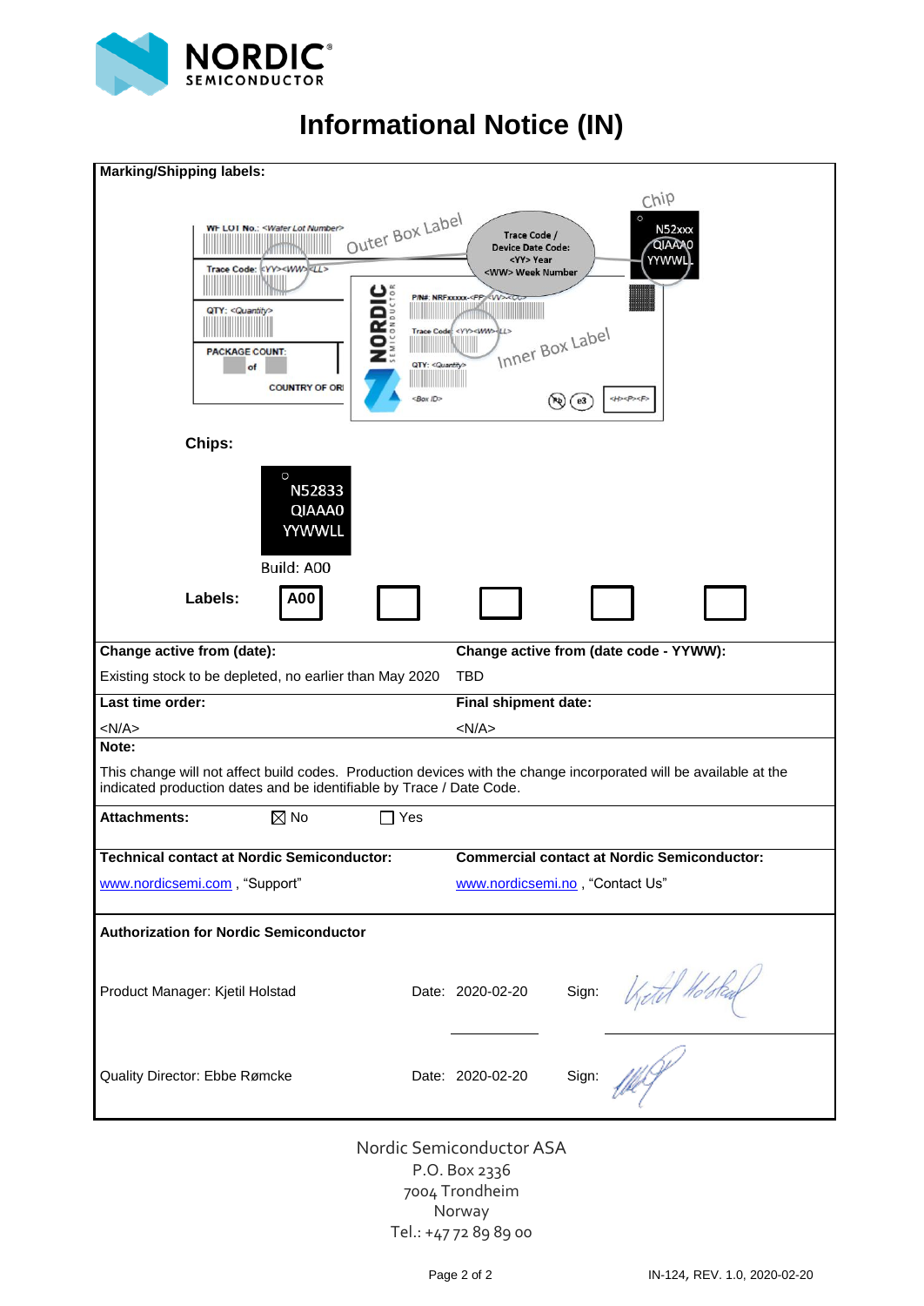# Informational Notice (IN)

**Marking/Shipping labels:**

Outer Box Label

WF LOT No.: <Wafer Lot Number>

Trace Code: <YY><WW><LL>

QTY: <Quantity>

PACKAGE COUNT: of

COUNTRY OF ORI

Trace Code / Device Date Code: <YY> Year <WW> Week Number

Chip

N52xxx
QIAAA0
YYWWLL

P/N#: NRFxxxxx-<PF><VV><CC>

Trace Code <YY><WW><LL>

QTY: <Quantity>

<Box ID>

Inner Box Label

<H><P><F>

**Chips:**

N52833
QIAAA0
YYWWLL

Build: A00

**Labels:** A00

| **Change active from (date):** | **Change active from (date code - YYWW):** |
|---|---|
| Existing stock to be depleted, no earlier than May 2020 | TBD |
| **Last time order:** | **Final shipment date:** |
| <N/A> | <N/A> |

**Note:**

This change will not affect build codes. Production devices with the change incorporated will be available at the indicated production dates and be identifiable by Trace / Date Code.

**Attachments:** ☒ No ☐ Yes

| **Technical contact at Nordic Semiconductor:** | **Commercial contact at Nordic Semiconductor:** |
|---|---|
| www.nordicsemi.com , "Support" | www.nordicsemi.no , "Contact Us" |

**Authorization for Nordic Semiconductor**

| | | |
|---|---|---|
| Product Manager: Kjetil Holstad | Date: 2020-02-20 | Sign: |
| Quality Director: Ebbe Rømcke | Date: 2020-02-20 | Sign: |

Nordic Semiconductor ASA
P.O. Box 2336
7004 Trondheim
Norway
Tel.: +47 72 89 89 00

IN-124, REV. 1.0, 2020-02-20